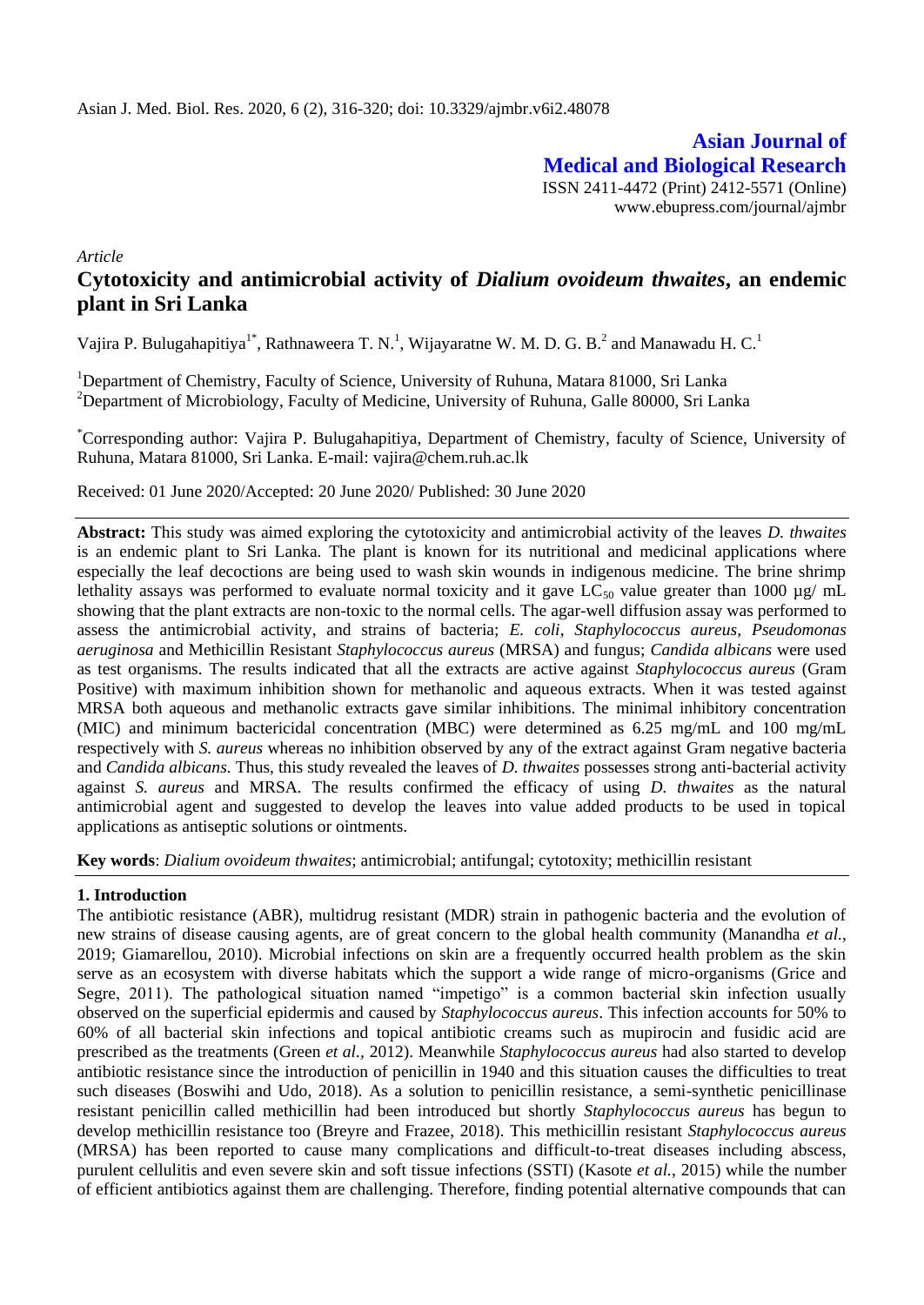Asian J. Med. Biol. Res. 2020, 6 (2), 316-320; doi: 10.3329/ajmbr.v6i2.48078

**Asian Journal of Medical and Biological Research**

ISSN 2411-4472 (Print) 2412-5571 (Online)
www.ebupress.com/journal/ajmbr

*Article*

# Cytotoxicity and antimicrobial activity of *Dialium ovoideum thwaites*, an endemic plant in Sri Lanka

Vajira P. Bulugahapitiya[1*], Rathnaweera T. N.[1], Wijayaratne W. M. D. G. B.[2] and Manawadu H. C.[1]

[1]Department of Chemistry, Faculty of Science, University of Ruhuna, Matara 81000, Sri Lanka
[2]Department of Microbiology, Faculty of Medicine, University of Ruhuna, Galle 80000, Sri Lanka

[*]Corresponding author: Vajira P. Bulugahapitiya, Department of Chemistry, faculty of Science, University of Ruhuna, Matara 81000, Sri Lanka. E-mail: vajira@chem.ruh.ac.lk

Received: 01 June 2020/Accepted: 20 June 2020/ Published: 30 June 2020

**Abstract:** This study was aimed exploring the cytotoxicity and antimicrobial activity of the leaves *D. thwaites* is an endemic plant to Sri Lanka. The plant is known for its nutritional and medicinal applications where especially the leaf decoctions are being used to wash skin wounds in indigenous medicine. The brine shrimp lethality assays was performed to evaluate normal toxicity and it gave $LC_{50}$ value greater than 1000 µg/ mL showing that the plant extracts are non-toxic to the normal cells. The agar-well diffusion assay was performed to assess the antimicrobial activity, and strains of bacteria; *E. coli*, *Staphylococcus aureus*, *Pseudomonas aeruginosa* and Methicillin Resistant *Staphylococcus aureus* (MRSA) and fungus; *Candida albicans* were used as test organisms. The results indicated that all the extracts are active against *Staphylococcus aureus* (Gram Positive) with maximum inhibition shown for methanolic and aqueous extracts. When it was tested against MRSA both aqueous and methanolic extracts gave similar inhibitions. The minimal inhibitory concentration (MIC) and minimum bactericidal concentration (MBC) were determined as 6.25 mg/mL and 100 mg/mL respectively with *S. aureus* whereas no inhibition observed by any of the extract against Gram negative bacteria and *Candida albicans*. Thus, this study revealed the leaves of *D. thwaites* possesses strong anti-bacterial activity against *S. aureus* and MRSA. The results confirmed the efficacy of using *D. thwaites* as the natural antimicrobial agent and suggested to develop the leaves into value added products to be used in topical applications as antiseptic solutions or ointments.

**Key words**: *Dialium ovoideum thwaites*; antimicrobial; antifungal; cytotoxicity; methicillin resistant

## 1. Introduction

The antibiotic resistance (ABR), multidrug resistant (MDR) strain in pathogenic bacteria and the evolution of new strains of disease causing agents, are of great concern to the global health community (Manandha *et al.*, 2019; Giamarellou, 2010). Microbial infections on skin are a frequently occurred health problem as the skin serve as an ecosystem with diverse habitats which the support a wide range of micro-organisms (Grice and Segre, 2011). The pathological situation named "impetigo" is a common bacterial skin infection usually observed on the superficial epidermis and caused by *Staphylococcus aureus*. This infection accounts for 50% to 60% of all bacterial skin infections and topical antibiotic creams such as mupirocin and fusidic acid are prescribed as the treatments (Green *et al.,* 2012). Meanwhile *Staphylococcus aureus* had also started to develop antibiotic resistance since the introduction of penicillin in 1940 and this situation causes the difficulties to treat such diseases (Boswihi and Udo, 2018). As a solution to penicillin resistance, a semi-synthetic penicillinase resistant penicillin called methicillin had been introduced but shortly *Staphylococcus aureus* has begun to develop methicillin resistance too (Breyre and Frazee, 2018). This methicillin resistant *Staphylococcus aureus* (MRSA) has been reported to cause many complications and difficult-to-treat diseases including abscess, purulent cellulitis and even severe skin and soft tissue infections (SSTI) (Kasote *et al.*, 2015) while the number of efficient antibiotics against them are challenging. Therefore, finding potential alternative compounds that can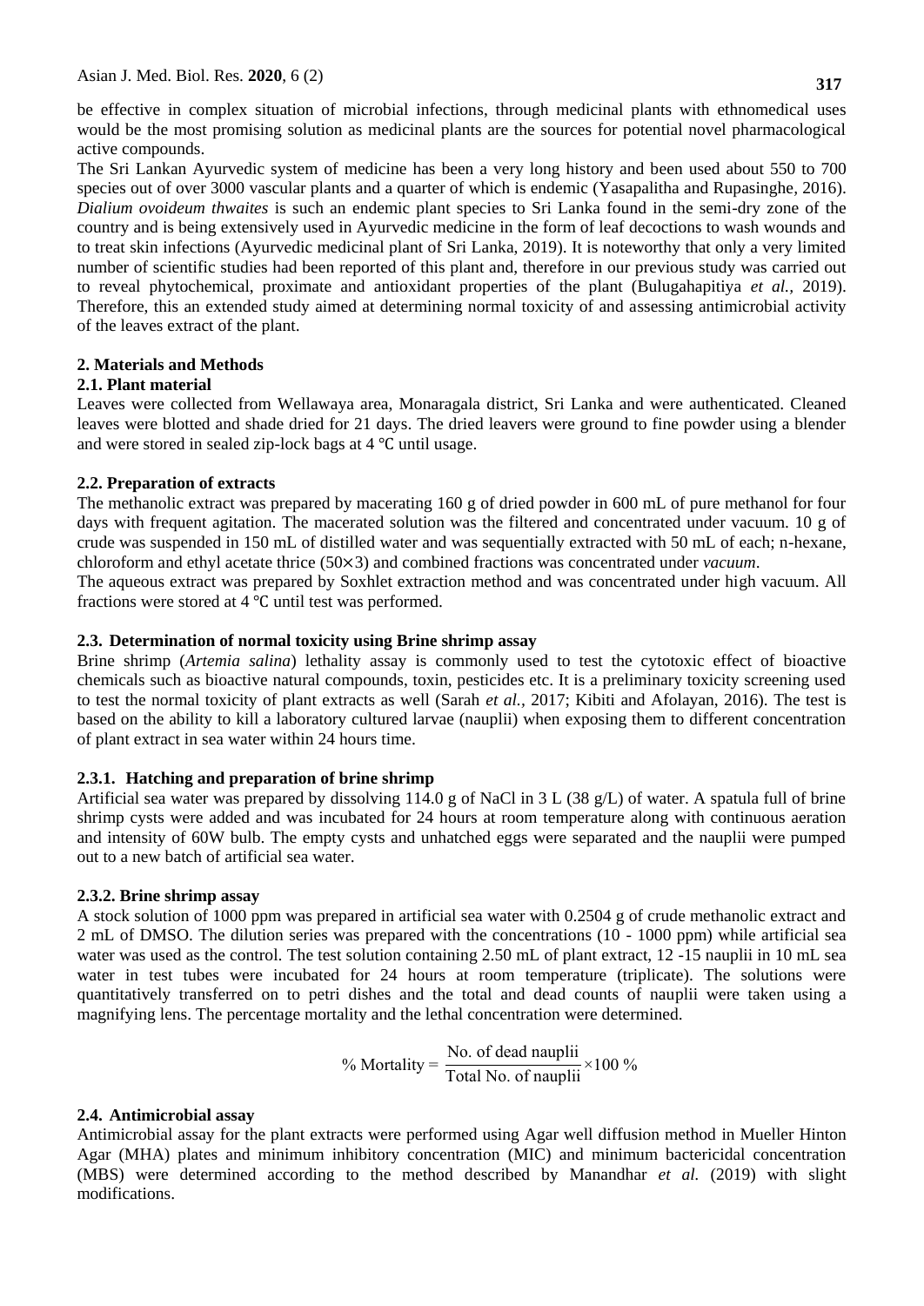be effective in complex situation of microbial infections, through medicinal plants with ethnomedical uses would be the most promising solution as medicinal plants are the sources for potential novel pharmacological active compounds.

The Sri Lankan Ayurvedic system of medicine has been a very long history and been used about 550 to 700 species out of over 3000 vascular plants and a quarter of which is endemic (Yasapalitha and Rupasinghe, 2016). *Dialium ovoideum thwaites* is such an endemic plant species to Sri Lanka found in the semi-dry zone of the country and is being extensively used in Ayurvedic medicine in the form of leaf decoctions to wash wounds and to treat skin infections (Ayurvedic medicinal plant of Sri Lanka, 2019). It is noteworthy that only a very limited number of scientific studies had been reported of this plant and, therefore in our previous study was carried out to reveal phytochemical, proximate and antioxidant properties of the plant (Bulugahapitiya *et al.,* 2019). Therefore, this an extended study aimed at determining normal toxicity of and assessing antimicrobial activity of the leaves extract of the plant.

## 2. Materials and Methods

### 2.1. Plant material

Leaves were collected from Wellawaya area, Monaragala district, Sri Lanka and were authenticated. Cleaned leaves were blotted and shade dried for 21 days. The dried leavers were ground to fine powder using a blender and were stored in sealed zip-lock bags at 4 ℃ until usage.

### 2.2. Preparation of extracts

The methanolic extract was prepared by macerating 160 g of dried powder in 600 mL of pure methanol for four days with frequent agitation. The macerated solution was the filtered and concentrated under vacuum. 10 g of crude was suspended in 150 mL of distilled water and was sequentially extracted with 50 mL of each; n-hexane, chloroform and ethyl acetate thrice (50×3) and combined fractions was concentrated under *vacuum*.

The aqueous extract was prepared by Soxhlet extraction method and was concentrated under high vacuum. All fractions were stored at 4 ℃ until test was performed.

### 2.3. Determination of normal toxicity using Brine shrimp assay

Brine shrimp (*Artemia salina*) lethality assay is commonly used to test the cytotoxic effect of bioactive chemicals such as bioactive natural compounds, toxin, pesticides etc. It is a preliminary toxicity screening used to test the normal toxicity of plant extracts as well (Sarah *et al.,* 2017; Kibiti and Afolayan, 2016). The test is based on the ability to kill a laboratory cultured larvae (nauplii) when exposing them to different concentration of plant extract in sea water within 24 hours time.

#### 2.3.1. Hatching and preparation of brine shrimp

Artificial sea water was prepared by dissolving 114.0 g of NaCl in 3 L (38 g/L) of water. A spatula full of brine shrimp cysts were added and was incubated for 24 hours at room temperature along with continuous aeration and intensity of 60W bulb. The empty cysts and unhatched eggs were separated and the nauplii were pumped out to a new batch of artificial sea water.

#### 2.3.2. Brine shrimp assay

A stock solution of 1000 ppm was prepared in artificial sea water with 0.2504 g of crude methanolic extract and 2 mL of DMSO. The dilution series was prepared with the concentrations (10 - 1000 ppm) while artificial sea water was used as the control. The test solution containing 2.50 mL of plant extract, 12 -15 nauplii in 10 mL sea water in test tubes were incubated for 24 hours at room temperature (triplicate). The solutions were quantitatively transferred on to petri dishes and the total and dead counts of nauplii were taken using a magnifying lens. The percentage mortality and the lethal concentration were determined.

$$\% \text{ Mortality} = \frac{\text{No. of dead nauplii}}{\text{Total No. of nauplii}} \times 100 \%$$

### 2.4. Antimicrobial assay

Antimicrobial assay for the plant extracts were performed using Agar well diffusion method in Mueller Hinton Agar (MHA) plates and minimum inhibitory concentration (MIC) and minimum bactericidal concentration (MBS) were determined according to the method described by Manandhar *et al.* (2019) with slight modifications.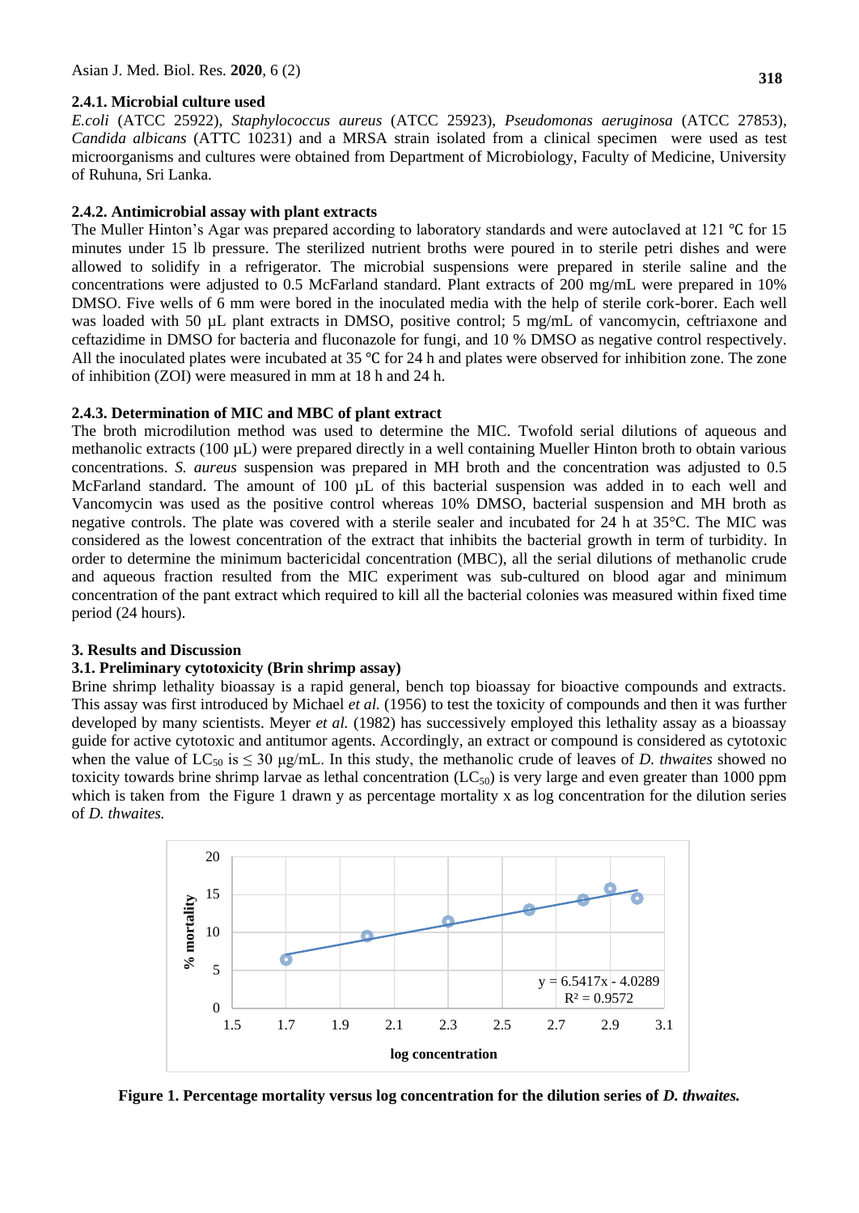#### 2.4.1. Microbial culture used

*E.coli* (ATCC 25922), *Staphylococcus aureus* (ATCC 25923), *Pseudomonas aeruginosa* (ATCC 27853), *Candida albicans* (ATTC 10231) and a MRSA strain isolated from a clinical specimen were used as test microorganisms and cultures were obtained from Department of Microbiology, Faculty of Medicine, University of Ruhuna, Sri Lanka.

#### 2.4.2. Antimicrobial assay with plant extracts

The Muller Hinton's Agar was prepared according to laboratory standards and were autoclaved at 121 ℃ for 15 minutes under 15 lb pressure. The sterilized nutrient broths were poured in to sterile petri dishes and were allowed to solidify in a refrigerator. The microbial suspensions were prepared in sterile saline and the concentrations were adjusted to 0.5 McFarland standard. Plant extracts of 200 mg/mL were prepared in 10% DMSO. Five wells of 6 mm were bored in the inoculated media with the help of sterile cork-borer. Each well was loaded with 50 µL plant extracts in DMSO, positive control; 5 mg/mL of vancomycin, ceftriaxone and ceftazidime in DMSO for bacteria and fluconazole for fungi, and 10 % DMSO as negative control respectively. All the inoculated plates were incubated at 35 ℃ for 24 h and plates were observed for inhibition zone. The zone of inhibition (ZOI) were measured in mm at 18 h and 24 h.

#### 2.4.3. Determination of MIC and MBC of plant extract

The broth microdilution method was used to determine the MIC. Twofold serial dilutions of aqueous and methanolic extracts (100 µL) were prepared directly in a well containing Mueller Hinton broth to obtain various concentrations. *S. aureus* suspension was prepared in MH broth and the concentration was adjusted to 0.5 McFarland standard. The amount of 100 µL of this bacterial suspension was added in to each well and Vancomycin was used as the positive control whereas 10% DMSO, bacterial suspension and MH broth as negative controls. The plate was covered with a sterile sealer and incubated for 24 h at 35°C. The MIC was considered as the lowest concentration of the extract that inhibits the bacterial growth in term of turbidity. In order to determine the minimum bactericidal concentration (MBC), all the serial dilutions of methanolic crude and aqueous fraction resulted from the MIC experiment was sub-cultured on blood agar and minimum concentration of the pant extract which required to kill all the bacterial colonies was measured within fixed time period (24 hours).

## 3. Results and Discussion

### 3.1. Preliminary cytotoxicity (Brin shrimp assay)

Brine shrimp lethality bioassay is a rapid general, bench top bioassay for bioactive compounds and extracts. This assay was first introduced by Michael *et al.* (1956) to test the toxicity of compounds and then it was further developed by many scientists. Meyer *et al.* (1982) has successively employed this lethality assay as a bioassay guide for active cytotoxic and antitumor agents. Accordingly, an extract or compound is considered as cytotoxic when the value of $LC_{50}$ is $\leq 30$ µg/mL. In this study, the methanolic crude of leaves of *D. thwaites* showed no toxicity towards brine shrimp larvae as lethal concentration ($LC_{50}$) is very large and even greater than 1000 ppm which is taken from the Figure 1 drawn y as percentage mortality x as log concentration for the dilution series of *D. thwaites.*

**Figure 1. Percentage mortality versus log concentration for the dilution series of *D. thwaites.***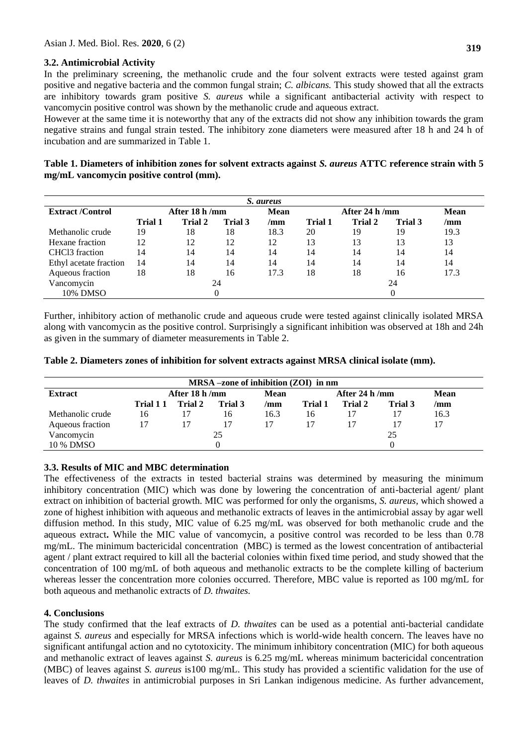### 3.2. Antimicrobial Activity

In the preliminary screening, the methanolic crude and the four solvent extracts were tested against gram positive and negative bacteria and the common fungal strain; *C. albicans.* This study showed that all the extracts are inhibitory towards gram positive *S. aureus* while a significant antibacterial activity with respect to vancomycin positive control was shown by the methanolic crude and aqueous extract.

However at the same time it is noteworthy that any of the extracts did not show any inhibition towards the gram negative strains and fungal strain tested. The inhibitory zone diameters were measured after 18 h and 24 h of incubation and are summarized in Table 1.

**Table 1. Diameters of inhibition zones for solvent extracts against *S. aureus* ATTC reference strain with 5 mg/mL vancomycin positive control (mm).**

| | *S. aureus* | | | | | | | |
|---|---|---|---|---|---|---|---|---|
| **Extract /Control** | **After 18 h /mm** | | | **Mean** | **After 24 h /mm** | | | **Mean** |
| | **Trial 1** | **Trial 2** | **Trial 3** | **/mm** | **Trial 1** | **Trial 2** | **Trial 3** | **/mm** |
| Methanolic crude | 19 | 18 | 18 | 18.3 | 20 | 19 | 19 | 19.3 |
| Hexane fraction | 12 | 12 | 12 | 12 | 13 | 13 | 13 | 13 |
| $CHCl_3$ fraction | 14 | 14 | 14 | 14 | 14 | 14 | 14 | 14 |
| Ethyl acetate fraction | 14 | 14 | 14 | 14 | 14 | 14 | 14 | 14 |
| Aqueous fraction | 18 | 18 | 16 | 17.3 | 18 | 18 | 16 | 17.3 |
| Vancomycin | | 24 | | | | 24 | | |
| 10% DMSO | | 0 | | | | 0 | | |

Further, inhibitory action of methanolic crude and aqueous crude were tested against clinically isolated MRSA along with vancomycin as the positive control. Surprisingly a significant inhibition was observed at 18h and 24h as given in the summary of diameter measurements in Table 2.

**Table 2. Diameters zones of inhibition for solvent extracts against MRSA clinical isolate (mm).**

| | MRSA –zone of inhibition (ZOI) in nm | | | | | | | |
|---|---|---|---|---|---|---|---|---|
| **Extract** | **After 18 h /mm** | | | **Mean** | **After 24 h /mm** | | | **Mean** |
| | **Trial 1 1** | **Trial 2** | **Trial 3** | **/mm** | **Trial 1** | **Trial 2** | **Trial 3** | **/mm** |
| Methanolic crude | 16 | 17 | 16 | 16.3 | 16 | 17 | 17 | 16.3 |
| Aqueous fraction | 17 | 17 | 17 | 17 | 17 | 17 | 17 | 17 |
| Vancomycin | | | 25 | | | | 25 | |
| 10 % DMSO | | | 0 | | | | 0 | |

### 3.3. Results of MIC and MBC determination

The effectiveness of the extracts in tested bacterial strains was determined by measuring the minimum inhibitory concentration (MIC) which was done by lowering the concentration of anti-bacterial agent/ plant extract on inhibition of bacterial growth. MIC was performed for only the organisms, *S. aureus,* which showed a zone of highest inhibition with aqueous and methanolic extracts of leaves in the antimicrobial assay by agar well diffusion method. In this study, MIC value of 6.25 mg/mL was observed for both methanolic crude and the aqueous extract**.** While the MIC value of vancomycin, a positive control was recorded to be less than 0.78 mg/mL. The minimum bactericidal concentration (MBC) is termed as the lowest concentration of antibacterial agent / plant extract required to kill all the bacterial colonies within fixed time period, and study showed that the concentration of 100 mg/mL of both aqueous and methanolic extracts to be the complete killing of bacterium whereas lesser the concentration more colonies occurred. Therefore, MBC value is reported as 100 mg/mL for both aqueous and methanolic extracts of *D. thwaites.*

## 4. Conclusions

The study confirmed that the leaf extracts of *D. thwaites* can be used as a potential anti-bacterial candidate against *S. aureus* and especially for MRSA infections which is world-wide health concern. The leaves have no significant antifungal action and no cytotoxicity. The minimum inhibitory concentration (MIC) for both aqueous and methanolic extract of leaves against *S. aureus* is 6.25 mg/mL whereas minimum bactericidal concentration (MBC) of leaves against *S. aureus* is100 mg/mL. This study has provided a scientific validation for the use of leaves of *D. thwaites* in antimicrobial purposes in Sri Lankan indigenous medicine. As further advancement,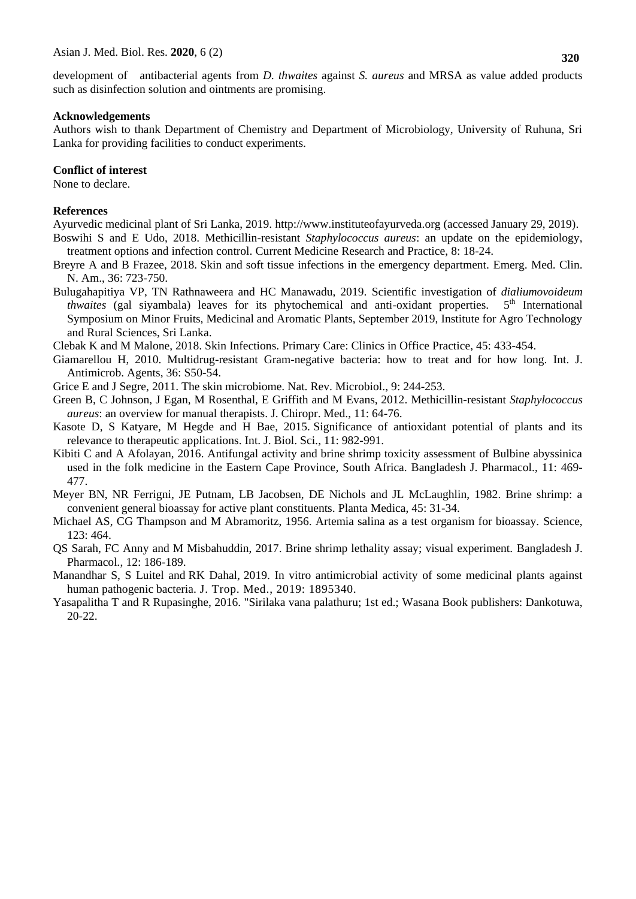development of antibacterial agents from *D. thwaites* against *S. aureus* and MRSA as value added products such as disinfection solution and ointments are promising.

**Acknowledgements**

Authors wish to thank Department of Chemistry and Department of Microbiology, University of Ruhuna, Sri Lanka for providing facilities to conduct experiments.

**Conflict of interest**

None to declare.

**References**

Ayurvedic medicinal plant of Sri Lanka, 2019. http://www.instituteofayurveda.org (accessed January 29, 2019).

Boswihi S and E Udo, 2018. Methicillin-resistant *Staphylococcus aureus*: an update on the epidemiology, treatment options and infection control. Current Medicine Research and Practice, 8: 18-24.

Breyre A and B Frazee, 2018. Skin and soft tissue infections in the emergency department. Emerg. Med. Clin. N. Am., 36: 723-750.

Bulugahapitiya VP, TN Rathnaweera and HC Manawadu, 2019. Scientific investigation of *dialiumovoideum thwaites* (gal siyambala) leaves for its phytochemical and anti-oxidant properties. 5th International Symposium on Minor Fruits, Medicinal and Aromatic Plants, September 2019, Institute for Agro Technology and Rural Sciences, Sri Lanka.

Clebak K and M Malone, 2018. Skin Infections. Primary Care: Clinics in Office Practice, 45: 433-454.

Giamarellou H, 2010. Multidrug-resistant Gram-negative bacteria: how to treat and for how long. Int. J. Antimicrob. Agents, 36: S50-54.

Grice E and J Segre, 2011. The skin microbiome. Nat. Rev. Microbiol., 9: 244-253.

Green B, C Johnson, J Egan, M Rosenthal, E Griffith and M Evans, 2012. Methicillin-resistant *Staphylococcus aureus*: an overview for manual therapists. J. Chiropr. Med., 11: 64-76.

Kasote D, S Katyare, M Hegde and H Bae, 2015. Significance of antioxidant potential of plants and its relevance to therapeutic applications. Int. J. Biol. Sci., 11: 982-991.

Kibiti C and A Afolayan, 2016. Antifungal activity and brine shrimp toxicity assessment of Bulbine abyssinica used in the folk medicine in the Eastern Cape Province, South Africa. Bangladesh J. Pharmacol., 11: 469-477.

Meyer BN, NR Ferrigni, JE Putnam, LB Jacobsen, DE Nichols and JL McLaughlin, 1982. Brine shrimp: a convenient general bioassay for active plant constituents. Planta Medica, 45: 31-34.

Michael AS, CG Thampson and M Abramoritz, 1956. Artemia salina as a test organism for bioassay. Science, 123: 464.

QS Sarah, FC Anny and M Misbahuddin, 2017. Brine shrimp lethality assay; visual experiment. Bangladesh J. Pharmacol., 12: 186-189.

Manandhar S, S Luitel and RK Dahal, 2019. In vitro antimicrobial activity of some medicinal plants against human pathogenic bacteria. J. Trop. Med., 2019: 1895340.

Yasapalitha T and R Rupasinghe, 2016. "Sirilaka vana palathuru; 1st ed.; Wasana Book publishers: Dankotuwa, 20-22.